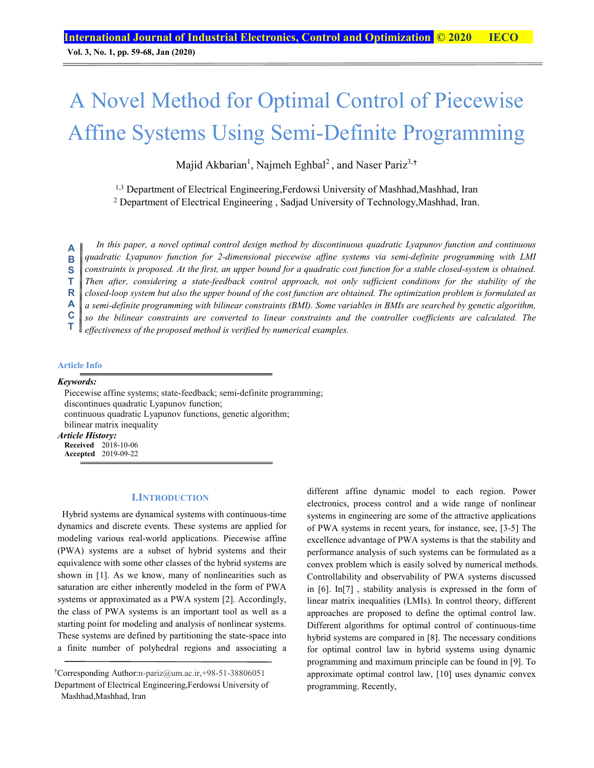# A Novel Method for Optimal Control of Piecewise Affine Systems Using Semi-Definite Programming

Majid Akbarian[1], Najmeh Eghbal[2], and Naser Pariz[3,†]

[1,3] Department of Electrical Engineering,Ferdowsi University of Mashhad,Mashhad, Iran
[2] Department of Electrical Engineering , Sadjad University of Technology,Mashhad, Iran.

**ABSTRACT**

*In this paper, a novel optimal control design method by discontinuous quadratic Lyapunov function and continuous quadratic Lyapunov function for 2-dimensional piecewise affine systems via semi-definite programming with LMI constraints is proposed. At the first, an upper bound for a quadratic cost function for a stable closed-system is obtained. Then after, considering a state-feedback control approach, not only sufficient conditions for the stability of the closed-loop system but also the upper bound of the cost function are obtained. The optimization problem is formulated as a semi-definite programming with bilinear constraints (BMI). Some variables in BMIs are searched by genetic algorithm, so the bilinear constraints are converted to linear constraints and the controller coefficients are calculated. The effectiveness of the proposed method is verified by numerical examples.*

**Article Info**

***Keywords:***
Piecewise affine systems; state-feedback; semi-definite programming; discontinues quadratic Lyapunov function; continuous quadratic Lyapunov functions, genetic algorithm; bilinear matrix inequality

***Article History:***
**Received** 2018-10-06
**Accepted** 2019-09-22

## I. INTRODUCTION

Hybrid systems are dynamical systems with continuous-time dynamics and discrete events. These systems are applied for modeling various real-world applications. Piecewise affine (PWA) systems are a subset of hybrid systems and their equivalence with some other classes of the hybrid systems are shown in [1]. As we know, many of nonlinearities such as saturation are either inherently modeled in the form of PWA systems or approximated as a PWA system [2]. Accordingly, the class of PWA systems is an important tool as well as a starting point for modeling and analysis of nonlinear systems. These systems are defined by partitioning the state-space into a finite number of polyhedral regions and associating a different affine dynamic model to each region. Power electronics, process control and a wide range of nonlinear systems in engineering are some of the attractive applications of PWA systems in recent years, for instance, see, [3-5] The excellence advantage of PWA systems is that the stability and performance analysis of such systems can be formulated as a convex problem which is easily solved by numerical methods. Controllability and observability of PWA systems discussed in [6]. In[7] , stability analysis is expressed in the form of linear matrix inequalities (LMIs). In control theory, different approaches are proposed to define the optimal control law. Different algorithms for optimal control of continuous-time hybrid systems are compared in [8]. The necessary conditions for optimal control law in hybrid systems using dynamic programming and maximum principle can be found in [9]. To approximate optimal control law, [10] uses dynamic convex programming. Recently,

†Corresponding Author:n-pariz@um.ac.ir,+98-51-38806051
Department of Electrical Engineering,Ferdowsi University of Mashhad,Mashhad, Iran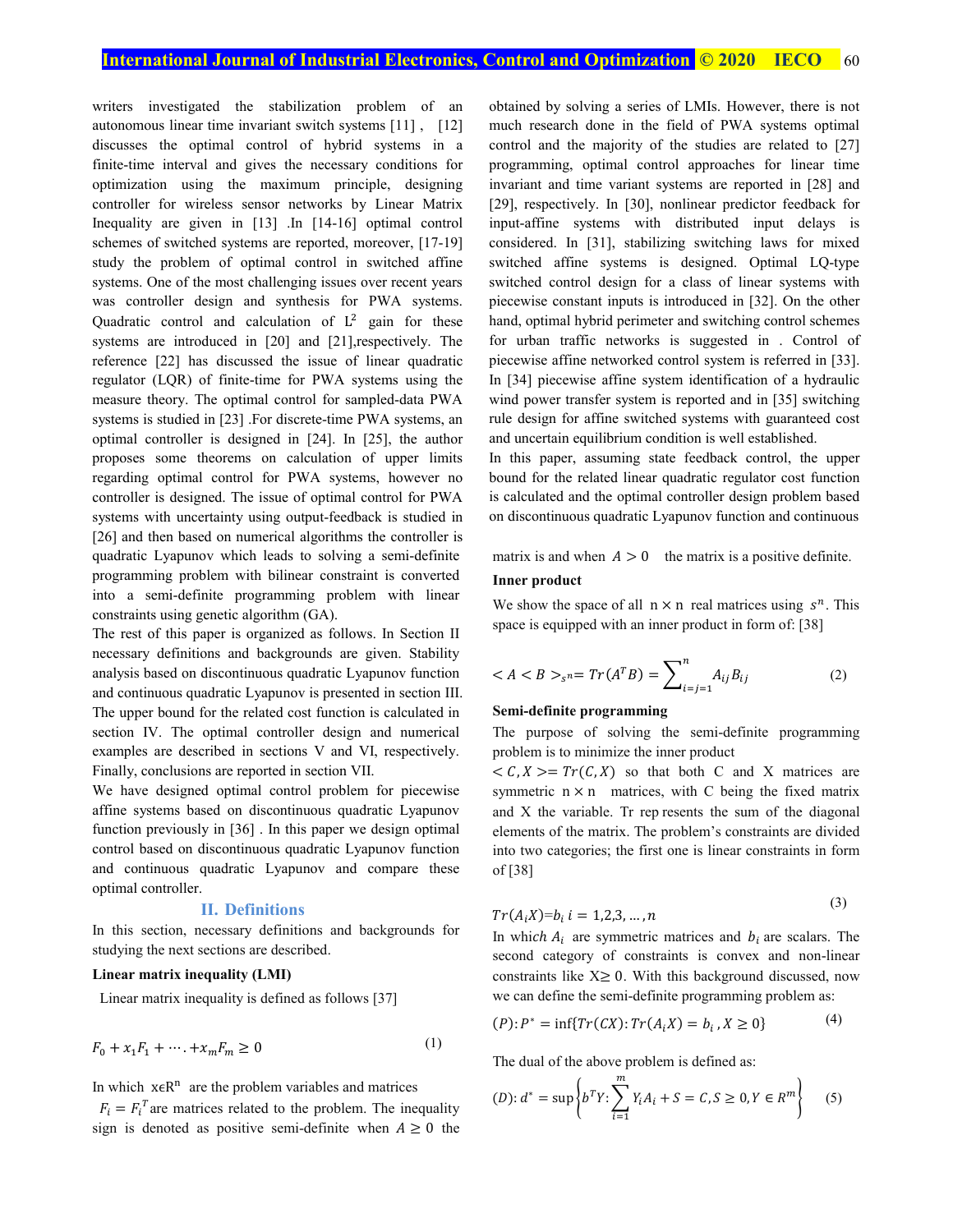writers investigated the stabilization problem of an autonomous linear time invariant switch systems [11] , [12] discusses the optimal control of hybrid systems in a finite-time interval and gives the necessary conditions for optimization using the maximum principle, designing controller for wireless sensor networks by Linear Matrix Inequality are given in [13] .In [14-16] optimal control schemes of switched systems are reported, moreover, [17-19] study the problem of optimal control in switched affine systems. One of the most challenging issues over recent years was controller design and synthesis for PWA systems. Quadratic control and calculation of $L^2$ gain for these systems are introduced in [20] and [21],respectively. The reference [22] has discussed the issue of linear quadratic regulator (LQR) of finite-time for PWA systems using the measure theory. The optimal control for sampled-data PWA systems is studied in [23] .For discrete-time PWA systems, an optimal controller is designed in [24]. In [25], the author proposes some theorems on calculation of upper limits regarding optimal control for PWA systems, however no controller is designed. The issue of optimal control for PWA systems with uncertainty using output-feedback is studied in [26] and then based on numerical algorithms the controller is quadratic Lyapunov which leads to solving a semi-definite programming problem with bilinear constraint is converted into a semi-definite programming problem with linear constraints using genetic algorithm (GA).

The rest of this paper is organized as follows. In Section II necessary definitions and backgrounds are given. Stability analysis based on discontinuous quadratic Lyapunov function and continuous quadratic Lyapunov is presented in section III. The upper bound for the related cost function is calculated in section IV. The optimal controller design and numerical examples are described in sections V and VI, respectively. Finally, conclusions are reported in section VII.

We have designed optimal control problem for piecewise affine systems based on discontinuous quadratic Lyapunov function previously in [36] . In this paper we design optimal control based on discontinuous quadratic Lyapunov function and continuous quadratic Lyapunov and compare these optimal controller.

## II. Definitions

In this section, necessary definitions and backgrounds for studying the next sections are described.

**Linear matrix inequality (LMI)**

Linear matrix inequality is defined as follows [37]

$$F_0 + x_1F_1 + \cdots . + x_mF_m \geq 0 \tag{1}$$

In which $x \epsilon R^n$ are the problem variables and matrices $F_i = F_i^T$ are matrices related to the problem. The inequality sign is denoted as positive semi-definite when $A \geq 0$ the matrix is and when $A > 0$ the matrix is a positive definite.

**Inner product**

We show the space of all $n \times n$ real matrices using $s^n$. This space is equipped with an inner product in form of: [38]

$$< A < B >_{s^n} = Tr(A^T B) = \sum_{i=j=1}^{n} A_{ij} B_{ij} \tag{2}$$

**Semi-definite programming**

The purpose of solving the semi-definite programming problem is to minimize the inner product $< C, X >= Tr(C, X)$ so that both C and X matrices are symmetric $n \times n$ matrices, with C being the fixed matrix and X the variable. Tr represents the sum of the diagonal elements of the matrix. The problem's constraints are divided into two categories; the first one is linear constraints in form of [38]

$$Tr(A_i X) = b_i \; i = 1,2,3, \dots, n \tag{3}$$

In which $A_i$ are symmetric matrices and $b_i$ are scalars. The second category of constraints is convex and non-linear constraints like $X \geq 0$. With this background discussed, now we can define the semi-definite programming problem as:

$$(P): P^* = \inf\{Tr(CX): Tr(A_i X) = b_i , X \geq 0\} \tag{4}$$

The dual of the above problem is defined as:

$$(D): d^* = \sup\left\{b^T Y: \sum_{i=1}^{m} Y_i A_i + S = C, S \geq 0, Y \in R^m\right\} \tag{5}$$

obtained by solving a series of LMIs. However, there is not much research done in the field of PWA systems optimal control and the majority of the studies are related to [27] programming, optimal control approaches for linear time invariant and time variant systems are reported in [28] and [29], respectively. In [30], nonlinear predictor feedback for input-affine systems with distributed input delays is considered. In [31], stabilizing switching laws for mixed switched affine systems is designed. Optimal LQ-type switched control design for a class of linear systems with piecewise constant inputs is introduced in [32]. On the other hand, optimal hybrid perimeter and switching control schemes for urban traffic networks is suggested in . Control of piecewise affine networked control system is referred in [33]. In [34] piecewise affine system identification of a hydraulic wind power transfer system is reported and in [35] switching rule design for affine switched systems with guaranteed cost and uncertain equilibrium condition is well established.

In this paper, assuming state feedback control, the upper bound for the related linear quadratic regulator cost function is calculated and the optimal controller design problem based on discontinuous quadratic Lyapunov function and continuous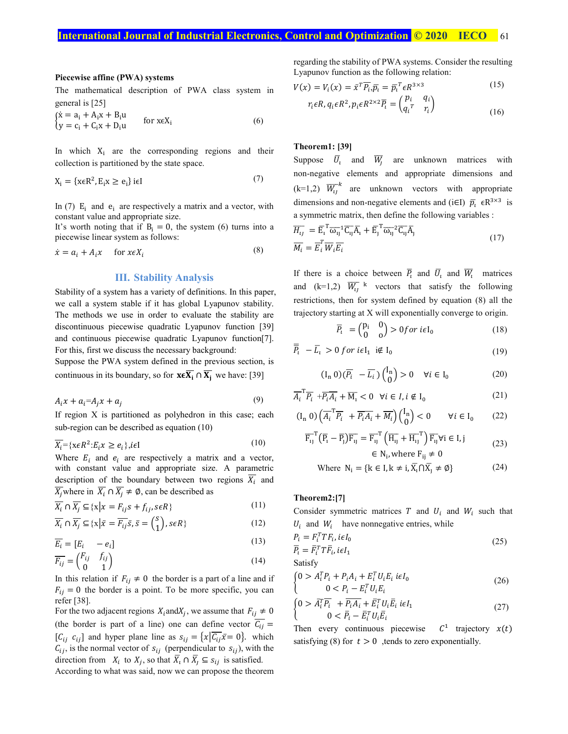**Piecewise affine (PWA) systems**

The mathematical description of PWA class system in general is [25]

$$\begin{cases} \dot{x} = a_i + A_i x + B_i u \\ y = c_i + C_i x + D_i u \end{cases} \quad \text{for } x \epsilon X_i \tag{6}$$

In which $X_i$ are the corresponding regions and their collection is partitioned by the state space.

$$X_i = \{x \epsilon R^2, E_i x \geq e_i\} \, i \epsilon I \tag{7}$$

In (7) $E_i$ and $e_i$ are respectively a matrix and a vector, with constant value and appropriate size.
It's worth noting that if $B_i = 0$, the system (6) turns into a piecewise linear system as follows:

$$\dot{x} = a_i + A_i x \quad \text{for } x \epsilon X_i \tag{8}$$

## III. Stability Analysis

Stability of a system has a variety of definitions. In this paper, we call a system stable if it has global Lyapunov stability. The methods we use in order to evaluate the stability are discontinuous piecewise quadratic Lyapunov function [39] and continuous piecewise quadratic Lyapunov function[7]. For this, first we discuss the necessary background:
Suppose the PWA system defined in the previous section, is continuous in its boundary, so for $\mathbf{x \epsilon \overline{X_i} \cap \overline{X_j}}$ we have: [39]

$$A_i x + a_i = A_j x + a_j \tag{9}$$

If region X is partitioned as polyhedron in this case; each sub-region can be described as equation (10)

$$\overline{X_i} = \{x \epsilon R^2 : E_i x \geq e_i\}, i \epsilon I \tag{10}$$

Where $E_i$ and $e_i$ are respectively a matrix and a vector, with constant value and appropriate size. A parametric description of the boundary between two regions $\overline{X_i}$ and $\overline{X_j}$ where in $\overline{X_i} \cap \overline{X_j} \neq \emptyset$, can be described as

$$\overline{X_i} \cap \overline{X_j} \subseteq \{x | x = F_{ij} s + f_{ij}, s \epsilon R\} \tag{11}$$

$$\overline{X_i} \cap \overline{X_j} \subseteq \{x | \bar{x} = \overline{F_{ij}} \bar{s}, \bar{s} = \binom{s}{1}, s \epsilon R\} \tag{12}$$

$$\overline{E_i} = [E_i \quad -e_i] \tag{13}$$

$$\overline{F_{ij}} = \begin{pmatrix} F_{ij} & f_{ij} \\ 0 & 1 \end{pmatrix} \tag{14}$$

In this relation if $F_{ij} \neq 0$ the border is a part of a line and if $F_{ij} = 0$ the border is a point. To be more specific, you can refer [38].
For the two adjacent regions $X_i$ and $X_j$, we assume that $F_{ij} \neq 0$ (the border is part of a line) one can define vector $\overline{C_{ij}} = [C_{ij} \; c_{ij}]$ and hyper plane line as $s_{ij} = \{x | \overline{C_{ij}} \bar{x} = 0\}$. which $C_{ij}$, is the normal vector of $s_{ij}$ (perpendicular to $s_{ij}$), with the direction from $X_i$ to $X_j$, so that $\overline{X_i} \cap \overline{X_j} \subseteq s_{ij}$ is satisfied.
According to what was said, now we can propose the theorem regarding the stability of PWA systems. Consider the resulting Lyapunov function as the following relation:

$$V(x) = V_i(x) = \bar{x}^T \overline{P_i} \bar{x}, \overline{p_i} = \overline{p_i}^T \epsilon R^{3\times3} \tag{15}$$

$$r_i \epsilon R, q_i \epsilon R^2, p_i \epsilon R^{2\times2} \overline{P_i} = \begin{pmatrix} p_i & q_i \\ q_i^T & r_i \end{pmatrix} \tag{16}$$

**Theorem1: [39]**

Suppose $\overline{U_i}$ and $\overline{W_j}$ are unknown matrices with non-negative elements and appropriate dimensions and (k=1,2) $\overline{W_{ij}}^k$ are unknown vectors with appropriate dimensions and non-negative elements and (i∈I) $\overline{p_i} \; \epsilon R^{3\times3}$ is a symmetric matrix, then define the following variables :

$$\begin{aligned} \overline{H_{ij}} &= \overline{E_i}^T \overline{\omega_{ij}}^1 \overline{C_{ij}} \overline{A_i} + \overline{E_j}^T \overline{\omega_{ij}}^2 \overline{C_{ij}} \overline{A_j} \\ \overline{M_i} &= \overline{E_i}^T \overline{W_i} \overline{E_i} \end{aligned} \tag{17}$$

If there is a choice between $\overline{P_i}$ and $\overline{U_i}$ and $\overline{W_i}$ matrices and (k=1,2) $\overline{W_{ij}}^k$ vectors that satisfy the following restrictions, then for system defined by equation (8) all the trajectory starting at X will exponentially converge to origin.

$$\overline{P_i} = \begin{pmatrix} p_i & 0 \\ 0 & o \end{pmatrix} > 0 \, for \; i \epsilon I_0 \tag{18}$$

$$\overline{\overline{P_i}} - \overline{L_i} > 0 \; for \; i \epsilon I_1 \quad i \notin I_0 \tag{19}$$

$$(I_n \; 0)(\overline{P_i} - \overline{L_i}) \binom{I_n}{0} > 0 \quad \forall i \in I_0 \tag{20}$$

$$\overline{A_i}^T \overline{P_i} + \overline{P_i A_i} + \overline{M_i} < 0 \quad \forall i \in I, i \notin I_0 \tag{21}$$

$$(I_n \; 0) \left( \overline{A_i}^T \overline{P_i} + \overline{P_i A_i} + \overline{M_i} \right) \binom{I_n}{0} < 0 \qquad \forall i \in I_0 \tag{22}$$

$$\overline{F_{ij}}^T (\overline{P_i} - \overline{P_j}) \overline{F_{ij}} = \overline{F_{ij}}^T \left( \overline{H_{ij}} + \overline{H_{ij}}^T \right) \overline{F_{ij}} \forall i \in I, j \in N_i, \text{where } F_{ij} \neq 0 \tag{23}$$

$$\text{Where } N_i = \{k \in I, k \neq i, \overline{X_i} \cap \overline{X_j} \neq \emptyset\} \tag{24}$$

**Theorem2:[7]**

Consider symmetric matrices $T$ and $U_i$ and $W_i$ such that $U_i$ and $W_i$ have nonnegative entries, while

$$\begin{aligned} P_i &= F_i^T T F_i, i \epsilon I_0 \\ \overline{P_i} &= \overline{F_i}^T T \overline{F_i}, i \epsilon I_1 \end{aligned} \tag{25}$$

Satisfy

$$\begin{cases} 0 > A_i^T P_i + P_i A_i + E_i^T U_i E_i \; i \epsilon I_0 \\ \quad 0 < P_i - E_i^T U_i E_i \end{cases} \tag{26}$$

$$\begin{cases} 0 > \overline{A_i}^T \overline{P_i} + \overline{P_i A_i} + \overline{E}_i^T U_i \overline{E}_i \; i \epsilon I_1 \\ \quad 0 < \overline{P_i} - \overline{E}_i^T U_i \overline{E}_i \end{cases} \tag{27}$$

Then every continuous piecewise $C^1$ trajectory $x(t)$ satisfying (8) for $t > 0$ ,tends to zero exponentially.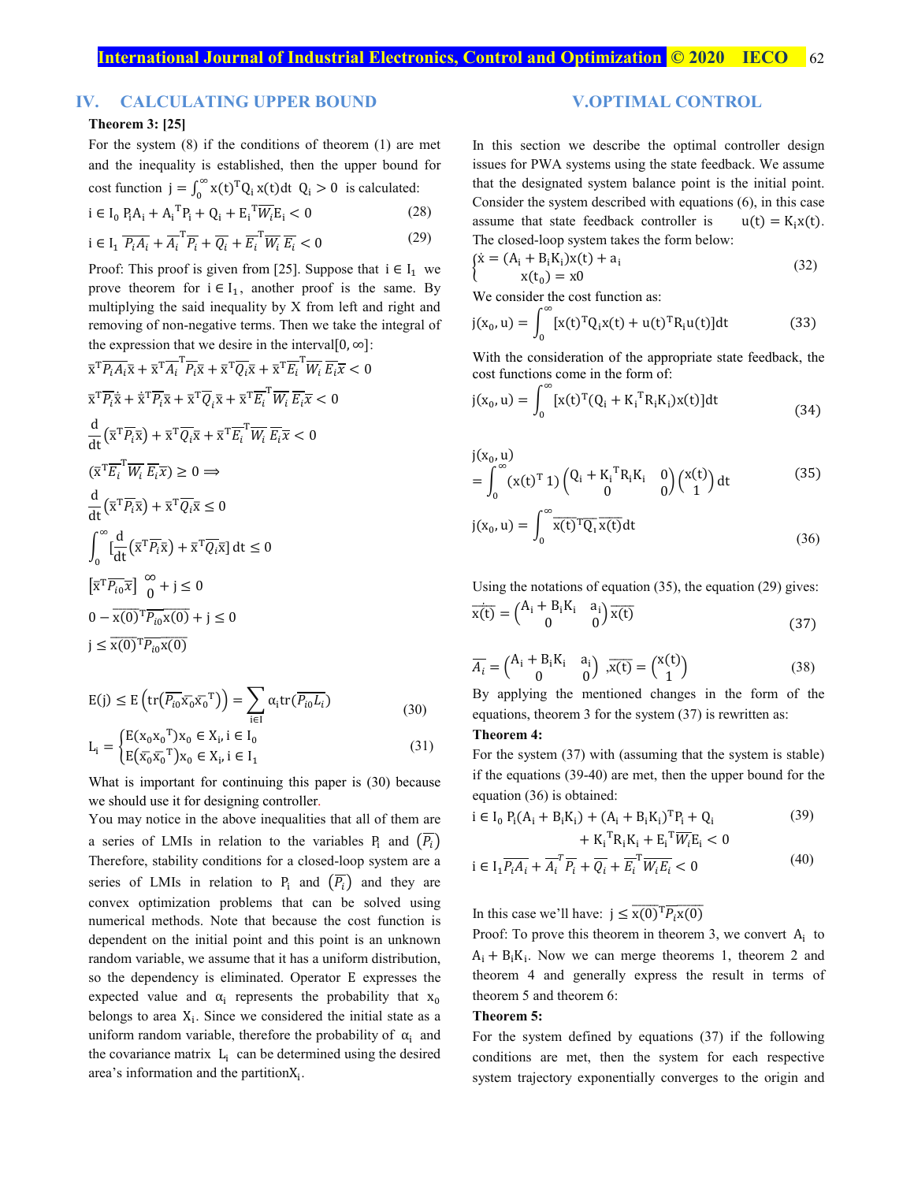## IV. CALCULATING UPPER BOUND

**Theorem 3: [25]**

For the system (8) if the conditions of theorem (1) are met and the inequality is established, then the upper bound for cost function $j = \int_0^\infty x(t)^T Q_i x(t) dt \;\; Q_i > 0$ is calculated:

$$i \in I_0 \; P_i A_i + A_i{}^T P_i + Q_i + E_i{}^T \overline{W_i} E_i < 0 \tag{28}$$

$$i \in I_1 \; \overline{P_i A_i} + \overline{A_i}^T \overline{P_i} + \overline{Q_i} + \overline{E_i}^T \overline{W_i}\, \overline{E_i} < 0 \tag{29}$$

Proof: This proof is given from [25]. Suppose that $i \in I_1$ we prove theorem for $i \in I_1$, another proof is the same. By multiplying the said inequality by X from left and right and removing of non-negative terms. Then we take the integral of the expression that we desire in the interval$[0, \infty]$:

$$\bar{x}^T \overline{P_i A_i} \bar{x} + \bar{x}^T \overline{A_i}^T \overline{P_i} \bar{x} + \bar{x}^T \overline{Q_i} \bar{x} + \bar{x}^T \overline{E_i}^T \overline{W_i}\, \overline{E_i} \bar{x} < 0$$

$$\bar{x}^T \overline{P_i} \dot{\bar{x}} + \dot{\bar{x}}^T \overline{P_i} \bar{x} + \bar{x}^T \overline{Q_i} \bar{x} + \bar{x}^T \overline{E_i}^T \overline{W_i}\, \overline{E_i} \bar{x} < 0$$

$$\frac{d}{dt}\left(\bar{x}^T \overline{P_i} \bar{x}\right) + \bar{x}^T \overline{Q_i} \bar{x} + \bar{x}^T \overline{E_i}^T \overline{W_i}\, \overline{E_i} \bar{x} < 0$$

$$(\bar{x}^T \overline{E_i}^T \overline{W_i}\, \overline{E_i} \bar{x}) \geq 0 \Longrightarrow$$

$$\frac{d}{dt}\left(\bar{x}^T \overline{P_i} \bar{x}\right) + \bar{x}^T \overline{Q_i} \bar{x} \leq 0$$

$$\int_0^\infty \left[\frac{d}{dt}\left(\bar{x}^T \overline{P_i} \bar{x}\right) + \bar{x}^T \overline{Q_i} \bar{x}\right] dt \leq 0$$

$$\left[\bar{x}^T \overline{P_{i0}} \bar{x}\right]_0^\infty + j \leq 0$$

$$0 - \overline{x(0)}^T \overline{P_{i0}} \overline{x(0)} + j \leq 0$$

$$j \leq \overline{x(0)}^T \overline{P_{i0}} \overline{x(0)}$$

$$E(j) \leq E\left(tr\left(\overline{P_{i0}} \bar{x}_0 \bar{x}_0{}^T\right)\right) = \sum_{i \in I} \alpha_i tr\left(\overline{P_{i0}} \overline{L_i}\right) \tag{30}$$

$$L_i = \begin{cases} E(x_0 x_0{}^T) x_0 \in X_i, i \in I_0 \\ E(\bar{x}_0 \bar{x}_0{}^T) x_0 \in X_i, i \in I_1 \end{cases} \tag{31}$$

What is important for continuing this paper is (30) because we should use it for designing controller.

You may notice in the above inequalities that all of them are a series of LMIs in relation to the variables $P_i$ and $(\overline{P_i})$ Therefore, stability conditions for a closed-loop system are a series of LMIs in relation to $P_i$ and $(\overline{P_i})$ and they are convex optimization problems that can be solved using numerical methods. Note that because the cost function is dependent on the initial point and this point is an unknown random variable, we assume that it has a uniform distribution, so the dependency is eliminated. Operator E expresses the expected value and $\alpha_i$ represents the probability that $x_0$ belongs to area $X_i$. Since we considered the initial state as a uniform random variable, therefore the probability of $\alpha_i$ and the covariance matrix $L_i$ can be determined using the desired area's information and the partition$X_i$.

## V. OPTIMAL CONTROL

In this section we describe the optimal controller design issues for PWA systems using the state feedback. We assume that the designated system balance point is the initial point. Consider the system described with equations (6), in this case assume that state feedback controller is $u(t) = K_i x(t)$. The closed-loop system takes the form below:

$$\begin{cases} \dot{x} = (A_i + B_i K_i) x(t) + a_i \\ \quad x(t_0) = x0 \end{cases} \tag{32}$$

We consider the cost function as:

$$j(x_0, u) = \int_0^\infty [x(t)^T Q_i x(t) + u(t)^T R_i u(t)] dt \tag{33}$$

With the consideration of the appropriate state feedback, the cost functions come in the form of:

$$j(x_0, u) = \int_0^\infty [x(t)^T (Q_i + K_i{}^T R_i K_i) x(t)] dt \tag{34}$$

$$j(x_0, u) = \int_0^\infty (x(t)^T \; 1) \begin{pmatrix} Q_i + K_i{}^T R_i K_i & 0 \\ 0 & 0 \end{pmatrix} \begin{pmatrix} x(t) \\ 1 \end{pmatrix} dt \tag{35}$$

$$j(x_0, u) = \int_0^\infty \overline{x(t)}^T \overline{Q_i}\, \overline{x(t)} dt \tag{36}$$

Using the notations of equation (35), the equation (29) gives:

$$\dot{\overline{x(t)}} = \begin{pmatrix} A_i + B_i K_i & a_i \\ 0 & 0 \end{pmatrix} \overline{x(t)} \tag{37}$$

$$\overline{A_i} = \begin{pmatrix} A_i + B_i K_i & a_i \\ 0 & 0 \end{pmatrix}, \overline{x(t)} = \begin{pmatrix} x(t) \\ 1 \end{pmatrix} \tag{38}$$

By applying the mentioned changes in the form of the equations, theorem 3 for the system (37) is rewritten as:

**Theorem 4:**

For the system (37) with (assuming that the system is stable) if the equations (39-40) are met, then the upper bound for the equation (36) is obtained:

$$i \in I_0 \; P_i(A_i + B_i K_i) + (A_i + B_i K_i)^T P_i + Q_i + K_i{}^T R_i K_i + E_i{}^T \overline{W_i} E_i < 0 \tag{39}$$

$$i \in I_1 \overline{P_i A_i} + \overline{A_i}^T \overline{P_i} + \overline{Q_i} + \overline{E_i}^T \overline{W_i E_i} < 0 \tag{40}$$

In this case we'll have: $j \leq \overline{x(0)}^T \overline{P_i x(0)}$

Proof: To prove this theorem in theorem 3, we convert $A_i$ to $A_i + B_i K_i$. Now we can merge theorems 1, theorem 2 and theorem 4 and generally express the result in terms of theorem 5 and theorem 6:

**Theorem 5:**

For the system defined by equations (37) if the following conditions are met, then the system for each respective system trajectory exponentially converges to the origin and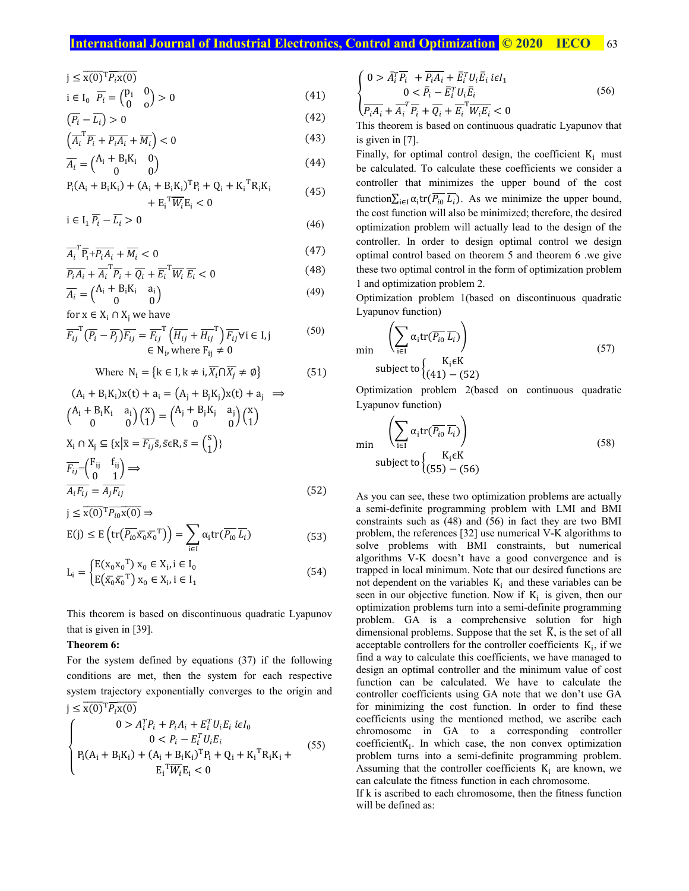$$j \le \overline{x(0)}^T \overline{P_i} \overline{x(0)}$$

$$i \in I_0 \quad \overline{P_i} = \begin{pmatrix} p_i & 0 \\ 0 & o \end{pmatrix} > 0 \tag{41}$$

$$\left(\overline{P_i} - \overline{L_i}\right) > 0 \tag{42}$$

$$\left(\overline{A_i}^T \overline{P_i} + \overline{P_i A_i} + \overline{M_i}\right) < 0 \tag{43}$$

$$\overline{A_i} = \begin{pmatrix} A_i + B_i K_i & 0 \\ 0 & 0 \end{pmatrix} \tag{44}$$

$$P_i(A_i + B_i K_i) + (A_i + B_i K_i)^T P_i + Q_i + K_i^T R_i K_i + E_i^T \overline{W_i} E_i < 0 \tag{45}$$

$$i \in I_1 \; \overline{P_i} - \overline{L_i} > 0 \tag{46}$$

$$\overline{A_i}^T \overline{P_i} + \overline{P_i A_i} + \overline{M_i} < 0 \tag{47}$$

$$\overline{P_i A_i} + \overline{A_i}^T \overline{P_i} + \overline{Q_i} + \overline{E_i}^T \overline{W_i}\, \overline{E_i} < 0 \tag{48}$$

$$\overline{A_i} = \begin{pmatrix} A_i + B_i K_i & a_i \\ 0 & 0 \end{pmatrix} \tag{49}$$

for $x \in X_i \cap X_j$ we have

$$\overline{F_{ij}}^T \left(\overline{P_i} - \overline{P_j}\right) \overline{F_{ij}} = \overline{F_{ij}}^T \left(\overline{H_{ij}} + \overline{H_{ij}}^T\right) \overline{F_{ij}} \forall i \in I, j \in N_i, \text{where } F_{ij} \ne 0 \tag{50}$$

$$\text{Where } N_i = \left\{k \in I, k \ne i, \overline{X_i} \cap \overline{X_j} \ne \emptyset\right\} \tag{51}$$

$$(A_i + B_i K_i)x(t) + a_i = (A_j + B_j K_j)x(t) + a_j \implies$$

$$\begin{pmatrix} A_i + B_i K_i & a_i \\ 0 & 0 \end{pmatrix}\begin{pmatrix} x \\ 1 \end{pmatrix} = \begin{pmatrix} A_j + B_j K_j & a_j \\ 0 & 0 \end{pmatrix}\begin{pmatrix} x \\ 1 \end{pmatrix}$$

$$X_i \cap X_j \subseteq \{x \mid \bar{x} = \overline{F_{ij}}\bar{s}, \bar{s} \in R, \bar{s} = \begin{pmatrix} s \\ 1 \end{pmatrix}\}$$

$$\overline{F_{ij}} = \begin{pmatrix} F_{ij} & f_{ij} \\ 0 & 1 \end{pmatrix} \implies$$

$$\overline{A_i F_{ij}} = \overline{A_j F_{ij}} \tag{52}$$

$$j \le \overline{x(0)}^T \overline{P_{i0}} \overline{x(0)} \implies$$

$$E(j) \le E\left(\text{tr}\left(\overline{P_{i0}}\, \overline{x_0}\, \overline{x_0}^T\right)\right) = \sum_{i \in I} \alpha_i \text{tr}\left(\overline{P_{i0}}\, \overline{L_i}\right) \tag{53}$$

$$L_i = \begin{cases} E(x_0 x_0^T) \; x_0 \in X_i, i \in I_0 \\ E(\overline{x_0}\, \overline{x_0}^T) \; x_0 \in X_i, i \in I_1 \end{cases} \tag{54}$$

This theorem is based on discontinuous quadratic Lyapunov that is given in [39].

**Theorem 6:**

For the system defined by equations (37) if the following conditions are met, then the system for each respective system trajectory exponentially converges to the origin and

$$j \le \overline{x(0)}^T \overline{P_i} \overline{x(0)}$$

$$\begin{cases} 0 > A_i^T P_i + P_i A_i + E_i^T U_i E_i \; i \epsilon I_0 \\ 0 < P_i - E_i^T U_i E_i \\ P_i(A_i + B_i K_i) + (A_i + B_i K_i)^T P_i + Q_i + K_i^T R_i K_i + E_i^T \overline{W_i} E_i < 0 \end{cases} \tag{55}$$

$$\begin{cases} 0 > \bar{A}_i^T \overline{P_i} + \overline{P_i A_i} + \bar{E}_i^T U_i \bar{E}_i \; i \epsilon I_1 \\ 0 < \bar{P}_i - \bar{E}_i^T U_i \bar{E}_i \\ \overline{P_i A_i} + \overline{A_i}^T \overline{P_i} + \overline{Q_i} + \overline{E_i}^T \overline{W_i E_i} < 0 \end{cases} \tag{56}$$

This theorem is based on continuous quadratic Lyapunov that is given in [7].

Finally, for optimal control design, the coefficient $K_i$ must be calculated. To calculate these coefficients we consider a controller that minimizes the upper bound of the cost function $\sum_{i \in I} \alpha_i \text{tr}(\overline{P_{i0}}\, \overline{L_i})$. As we minimize the upper bound, the cost function will also be minimized; therefore, the desired optimization problem will actually lead to the design of the controller. In order to design optimal control we design optimal control based on theorem 5 and theorem 6 .we give these two optimal control in the form of optimization problem 1 and optimization problem 2.

Optimization problem 1(based on discontinuous quadratic Lyapunov function)

$$\min \left(\sum_{i \in I} \alpha_i \text{tr}(\overline{P_{i0}}\, \overline{L_i})\right) \quad \text{subject to} \begin{cases} K_i \epsilon K \\ (41) - (52) \end{cases} \tag{57}$$

Optimization problem 2(based on continuous quadratic Lyapunov function)

$$\min \left(\sum_{i \in I} \alpha_i \text{tr}(\overline{P_{i0}}\, \overline{L_i})\right) \quad \text{subject to} \begin{cases} K_i \epsilon K \\ (55) - (56) \end{cases} \tag{58}$$

As you can see, these two optimization problems are actually a semi-definite programming problem with LMI and BMI constraints such as (48) and (56) in fact they are two BMI problem, the references [32] use numerical V-K algorithms to solve problems with BMI constraints, but numerical algorithms V-K doesn't have a good convergence and is trapped in local minimum. Note that our desired functions are not dependent on the variables $K_i$ and these variables can be seen in our objective function. Now if $K_i$ is given, then our optimization problems turn into a semi-definite programming problem. GA is a comprehensive solution for high dimensional problems. Suppose that the set $\bar{K}$, is the set of all acceptable controllers for the controller coefficients $K_i$, if we find a way to calculate this coefficients, we have managed to design an optimal controller and the minimum value of cost function can be calculated. We have to calculate the controller coefficients using GA note that we don't use GA for minimizing the cost function. In order to find these coefficients using the mentioned method, we ascribe each chromosome in GA to a corresponding controller coefficient $K_i$. In which case, the non convex optimization problem turns into a semi-definite programming problem. Assuming that the controller coefficients $K_i$ are known, we can calculate the fitness function in each chromosome.

If k is ascribed to each chromosome, then the fitness function will be defined as: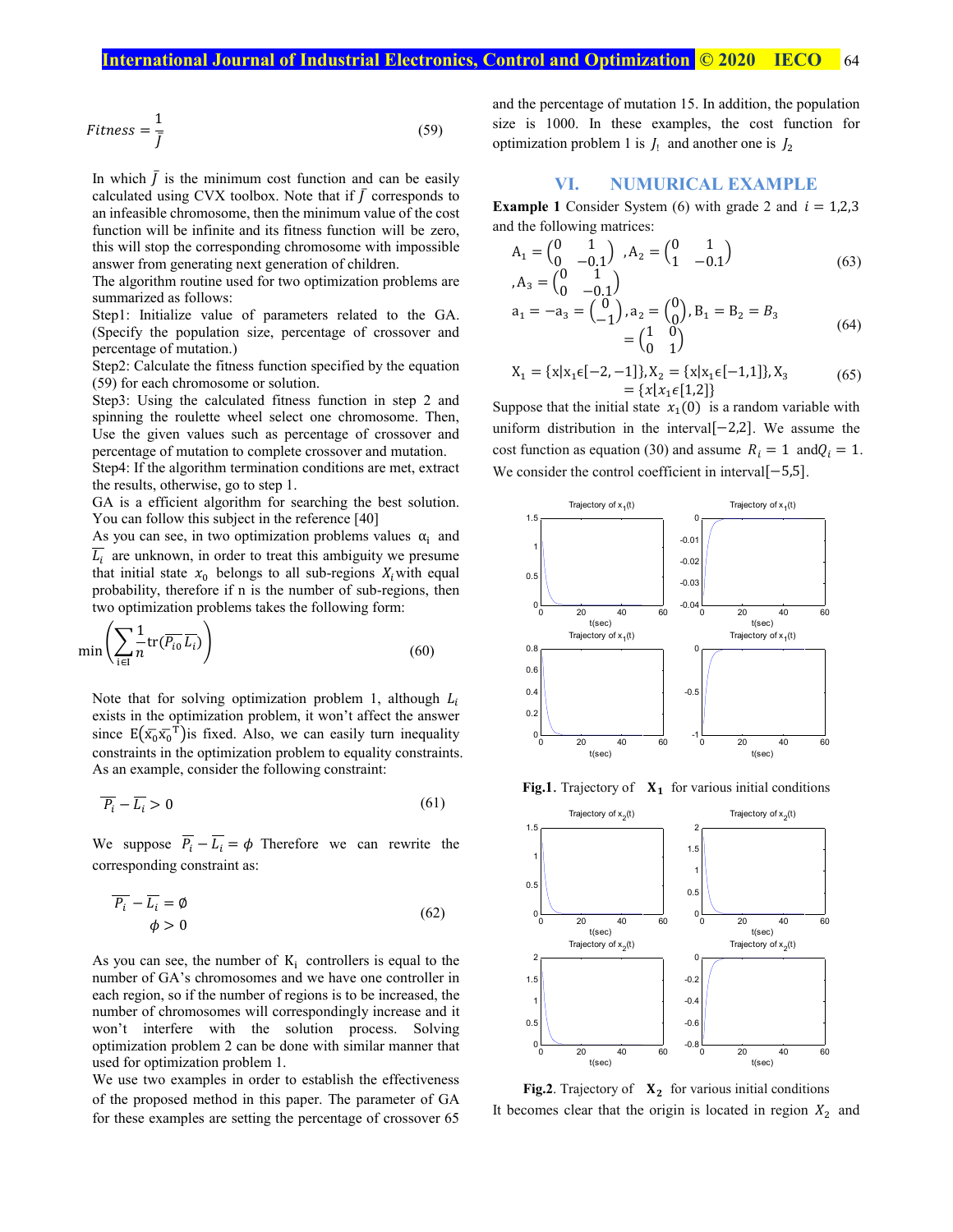$$Fitness = \frac{1}{\bar{J}} \tag{59}$$

In which $\bar{J}$ is the minimum cost function and can be easily calculated using CVX toolbox. Note that if $\bar{J}$ corresponds to an infeasible chromosome, then the minimum value of the cost function will be infinite and its fitness function will be zero, this will stop the corresponding chromosome with impossible answer from generating next generation of children.

The algorithm routine used for two optimization problems are summarized as follows:

Step1: Initialize value of parameters related to the GA. (Specify the population size, percentage of crossover and percentage of mutation.)

Step2: Calculate the fitness function specified by the equation (59) for each chromosome or solution.

Step3: Using the calculated fitness function in step 2 and spinning the roulette wheel select one chromosome. Then, Use the given values such as percentage of crossover and percentage of mutation to complete crossover and mutation.

Step4: If the algorithm termination conditions are met, extract the results, otherwise, go to step 1.

GA is a efficient algorithm for searching the best solution. You can follow this subject in the reference [40]

As you can see, in two optimization problems values $\alpha_i$ and $\overline{L_i}$ are unknown, in order to treat this ambiguity we presume that initial state $x_0$ belongs to all sub-regions $X_i$ with equal probability, therefore if n is the number of sub-regions, then two optimization problems takes the following form:

$$\min\left(\sum_{i\in I}\frac{1}{n}\mathrm{tr}(\overline{P_{i0}}\,\overline{L_i})\right) \tag{60}$$

Note that for solving optimization problem 1, although $L_i$ exists in the optimization problem, it won't affect the answer since $\mathrm{E}(\overline{x_0}\overline{x_0}^{\mathrm{T}})$ is fixed. Also, we can easily turn inequality constraints in the optimization problem to equality constraints. As an example, consider the following constraint:

$$\overline{P_i} - \overline{L_i} > 0 \tag{61}$$

We suppose $\overline{P_i} - \overline{L_i} = \phi$ Therefore we can rewrite the corresponding constraint as:

$$\begin{aligned} \overline{P_i} - \overline{L_i} &= \emptyset \\ \phi &> 0 \end{aligned} \tag{62}$$

As you can see, the number of $\mathrm{K_i}$ controllers is equal to the number of GA's chromosomes and we have one controller in each region, so if the number of regions is to be increased, the number of chromosomes will correspondingly increase and it won't interfere with the solution process. Solving optimization problem 2 can be done with similar manner that used for optimization problem 1.

We use two examples in order to establish the effectiveness of the proposed method in this paper. The parameter of GA for these examples are setting the percentage of crossover 65 and the percentage of mutation 15. In addition, the population size is 1000. In these examples, the cost function for optimization problem 1 is $J_1$ and another one is $J_2$

## VI. NUMURICAL EXAMPLE

**Example 1** Consider System (6) with grade 2 and $i = 1,2,3$ and the following matrices:

$$\mathrm{A}_1 = \begin{pmatrix} 0 & 1 \\ 0 & -0.1 \end{pmatrix}, \mathrm{A}_2 = \begin{pmatrix} 0 & 1 \\ 1 & -0.1 \end{pmatrix}, \mathrm{A}_3 = \begin{pmatrix} 0 & 1 \\ 0 & -0.1 \end{pmatrix} \tag{63}$$

$$\mathrm{a}_1 = -\mathrm{a}_3 = \begin{pmatrix} 0 \\ -1 \end{pmatrix}, \mathrm{a}_2 = \begin{pmatrix} 0 \\ 0 \end{pmatrix}, \mathrm{B}_1 = \mathrm{B}_2 = B_3 = \begin{pmatrix} 1 & 0 \\ 0 & 1 \end{pmatrix} \tag{64}$$

$$\mathrm{X}_1 = \{\mathrm{x}|\mathrm{x}_1\epsilon[-2,-1]\}, \mathrm{X}_2 = \{\mathrm{x}|\mathrm{x}_1\epsilon[-1,1]\}, \mathrm{X}_3 = \{x|x_1\epsilon[1,2]\} \tag{65}$$

Suppose that the initial state $x_1(0)$ is a random variable with uniform distribution in the interval $[-2,2]$. We assume the cost function as equation (30) and assume $R_i = 1$ and $Q_i = 1$. We consider the control coefficient in interval $[-5,5]$.

**Fig.1.** Trajectory of $\mathbf{X_1}$ for various initial conditions

**Fig.2**. Trajectory of $\mathbf{X_2}$ for various initial conditions

It becomes clear that the origin is located in region $X_2$ and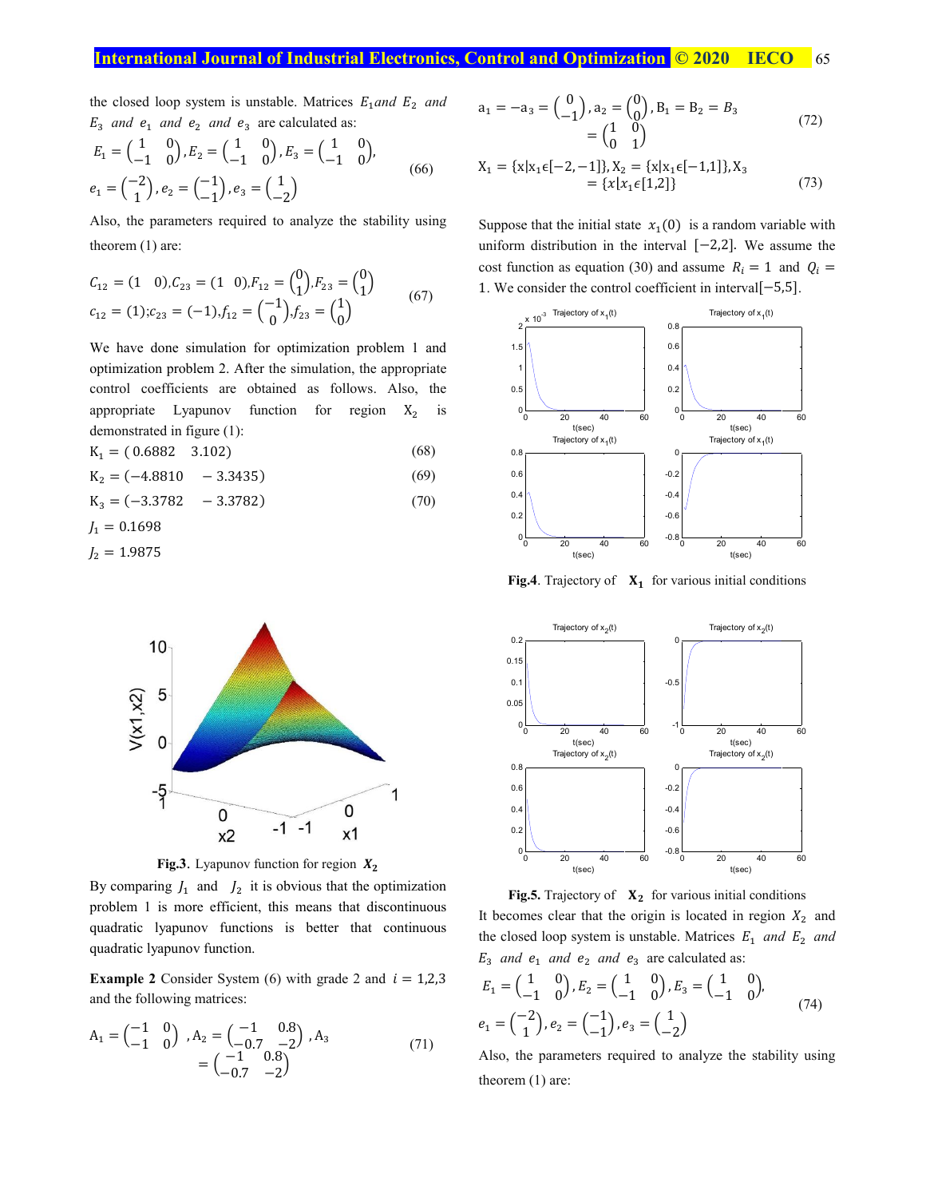the closed loop system is unstable. Matrices $E_1$ and $E_2$ and $E_3$ and $e_1$ and $e_2$ and $e_3$ are calculated as:

$$E_1 = \begin{pmatrix} 1 & 0 \\ -1 & 0 \end{pmatrix}, E_2 = \begin{pmatrix} 1 & 0 \\ -1 & 0 \end{pmatrix}, E_3 = \begin{pmatrix} 1 & 0 \\ -1 & 0 \end{pmatrix},$$
$$e_1 = \begin{pmatrix} -2 \\ 1 \end{pmatrix}, e_2 = \begin{pmatrix} -1 \\ -1 \end{pmatrix}, e_3 = \begin{pmatrix} 1 \\ -2 \end{pmatrix} \quad (66)$$

Also, the parameters required to analyze the stability using theorem (1) are:

$$C_{12} = (1 \quad 0), C_{23} = (1 \quad 0), F_{12} = \begin{pmatrix} 0 \\ 1 \end{pmatrix}, F_{23} = \begin{pmatrix} 0 \\ 1 \end{pmatrix}$$
$$c_{12} = (1); c_{23} = (-1), f_{12} = \begin{pmatrix} -1 \\ 0 \end{pmatrix}, f_{23} = \begin{pmatrix} 1 \\ 0 \end{pmatrix} \quad (67)$$

We have done simulation for optimization problem 1 and optimization problem 2. After the simulation, the appropriate control coefficients are obtained as follows. Also, the appropriate Lyapunov function for region $X_2$ is demonstrated in figure (1):

$$K_1 = (0.6882 \quad 3.102) \quad (68)$$

$$K_2 = (-4.8810 \quad -3.3435) \quad (69)$$

$$K_3 = (-3.3782 \quad -3.3782) \quad (70)$$

$J_1 = 0.1698$

$J_2 = 1.9875$

**Fig.3**. Lyapunov function for region $X_2$

By comparing $J_1$ and $J_2$ it is obvious that the optimization problem 1 is more efficient, this means that discontinuous quadratic lyapunov functions is better that continuous quadratic lyapunov function.

**Example 2** Consider System (6) with grade 2 and $i = 1,2,3$ and the following matrices:

$$A_1 = \begin{pmatrix} -1 & 0 \\ -1 & 0 \end{pmatrix}, A_2 = \begin{pmatrix} -1 & 0.8 \\ -0.7 & -2 \end{pmatrix}, A_3 = \begin{pmatrix} -1 & 0.8 \\ -0.7 & -2 \end{pmatrix} \quad (71)$$

$$a_1 = -a_3 = \begin{pmatrix} 0 \\ -1 \end{pmatrix}, a_2 = \begin{pmatrix} 0 \\ 0 \end{pmatrix}, B_1 = B_2 = B_3 = \begin{pmatrix} 1 & 0 \\ 0 & 1 \end{pmatrix} \quad (72)$$

$$X_1 = \{x | x_1 \epsilon [-2,-1]\}, X_2 = \{x | x_1 \epsilon [-1,1]\}, X_3 = \{x | x_1 \epsilon [1,2]\} \quad (73)$$

Suppose that the initial state $x_1(0)$ is a random variable with uniform distribution in the interval $[-2,2]$. We assume the cost function as equation (30) and assume $R_i = 1$ and $Q_i = 1$. We consider the control coefficient in interval$[-5,5]$.

**Fig.4**. Trajectory of $\mathbf{X_1}$ for various initial conditions

**Fig.5**. Trajectory of $\mathbf{X_2}$ for various initial conditions

It becomes clear that the origin is located in region $X_2$ and the closed loop system is unstable. Matrices $E_1$ and $E_2$ and $E_3$ and $e_1$ and $e_2$ and $e_3$ are calculated as:

$$E_1 = \begin{pmatrix} 1 & 0 \\ -1 & 0 \end{pmatrix}, E_2 = \begin{pmatrix} 1 & 0 \\ -1 & 0 \end{pmatrix}, E_3 = \begin{pmatrix} 1 & 0 \\ -1 & 0 \end{pmatrix},$$
$$e_1 = \begin{pmatrix} -2 \\ 1 \end{pmatrix}, e_2 = \begin{pmatrix} -1 \\ -1 \end{pmatrix}, e_3 = \begin{pmatrix} 1 \\ -2 \end{pmatrix} \quad (74)$$

Also, the parameters required to analyze the stability using theorem (1) are: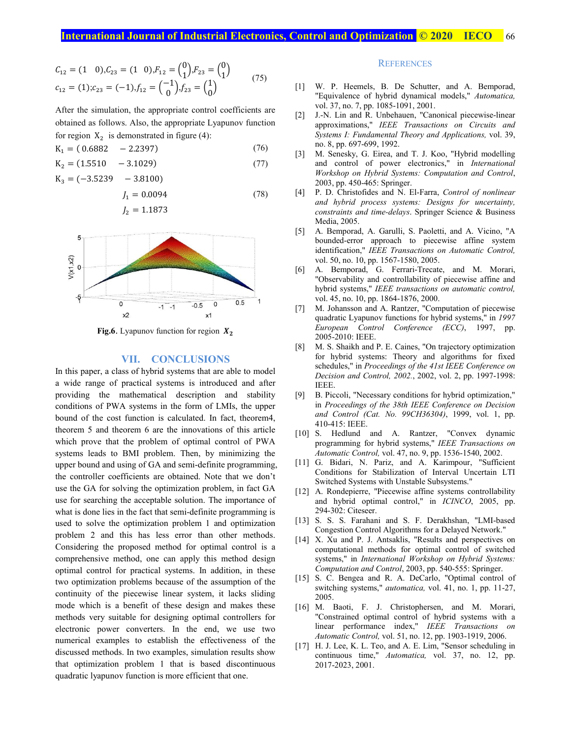$$C_{12} = (1 \quad 0), C_{23} = (1 \quad 0), F_{12} = \begin{pmatrix} 0 \\ 1 \end{pmatrix}, F_{23} = \begin{pmatrix} 0 \\ 1 \end{pmatrix}$$
$$c_{12} = (1); c_{23} = (-1), f_{12} = \begin{pmatrix} -1 \\ 0 \end{pmatrix}, f_{23} = \begin{pmatrix} 1 \\ 0 \end{pmatrix} \tag{75}$$

After the simulation, the appropriate control coefficients are obtained as follows. Also, the appropriate Lyapunov function for region $X_2$ is demonstrated in figure (4):

$$K_1 = (0.6882 \quad -2.2397) \tag{76}$$

$$K_2 = (1.5510 \quad -3.1029) \tag{77}$$

$$K_3 = (-3.5239 \quad -3.8100)$$

$$J_1 = 0.0094 \tag{78}$$

$$J_2 = 1.1873$$

**Fig.6.** Lyapunov function for region $X_2$

## VII. CONCLUSIONS

In this paper, a class of hybrid systems that are able to model a wide range of practical systems is introduced and after providing the mathematical description and stability conditions of PWA systems in the form of LMIs, the upper bound of the cost function is calculated. In fact, theorem4, theorem 5 and theorem 6 are the innovations of this article which prove that the problem of optimal control of PWA systems leads to BMI problem. Then, by minimizing the upper bound and using of GA and semi-definite programming, the controller coefficients are obtained. Note that we don't use the GA for solving the optimization problem, in fact GA use for searching the acceptable solution. The importance of what is done lies in the fact that semi-definite programming is used to solve the optimization problem 1 and optimization problem 2 and this has less error than other methods. Considering the proposed method for optimal control is a comprehensive method, one can apply this method design optimal control for practical systems. In addition, in these two optimization problems because of the assumption of the continuity of the piecewise linear system, it lacks sliding mode which is a benefit of these design and makes these methods very suitable for designing optimal controllers for electronic power converters. In the end, we use two numerical examples to establish the effectiveness of the discussed methods. In two examples, simulation results show that optimization problem 1 that is based discontinuous quadratic lyapunov function is more efficient that one.

## REFERENCES

[1] W. P. Heemels, B. De Schutter, and A. Bemporad, "Equivalence of hybrid dynamical models," *Automatica,* vol. 37, no. 7, pp. 1085-1091, 2001.

[2] J.-N. Lin and R. Unbehauen, "Canonical piecewise-linear approximations," *IEEE Transactions on Circuits and Systems I: Fundamental Theory and Applications,* vol. 39, no. 8, pp. 697-699, 1992.

[3] M. Senesky, G. Eirea, and T. J. Koo, "Hybrid modelling and control of power electronics," in *International Workshop on Hybrid Systems: Computation and Control*, 2003, pp. 450-465: Springer.

[4] P. D. Christofides and N. El-Farra, *Control of nonlinear and hybrid process systems: Designs for uncertainty, constraints and time-delays*. Springer Science & Business Media, 2005.

[5] A. Bemporad, A. Garulli, S. Paoletti, and A. Vicino, "A bounded-error approach to piecewise affine system identification," *IEEE Transactions on Automatic Control,* vol. 50, no. 10, pp. 1567-1580, 2005.

[6] A. Bemporad, G. Ferrari-Trecate, and M. Morari, "Observability and controllability of piecewise affine and hybrid systems," *IEEE transactions on automatic control,* vol. 45, no. 10, pp. 1864-1876, 2000.

[7] M. Johansson and A. Rantzer, "Computation of piecewise quadratic Lyapunov functions for hybrid systems," in *1997 European Control Conference (ECC)*, 1997, pp. 2005-2010: IEEE.

[8] M. S. Shaikh and P. E. Caines, "On trajectory optimization for hybrid systems: Theory and algorithms for fixed schedules," in *Proceedings of the 41st IEEE Conference on Decision and Control, 2002.*, 2002, vol. 2, pp. 1997-1998: IEEE.

[9] B. Piccoli, "Necessary conditions for hybrid optimization," in *Proceedings of the 38th IEEE Conference on Decision and Control (Cat. No. 99CH36304)*, 1999, vol. 1, pp. 410-415: IEEE.

[10] S. Hedlund and A. Rantzer, "Convex dynamic programming for hybrid systems," *IEEE Transactions on Automatic Control,* vol. 47, no. 9, pp. 1536-1540, 2002.

[11] G. Bidari, N. Pariz, and A. Karimpour, "Sufficient Conditions for Stabilization of Interval Uncertain LTI Switched Systems with Unstable Subsystems."

[12] A. Rondepierre, "Piecewise affine systems controllability and hybrid optimal control," in *ICINCO*, 2005, pp. 294-302: Citeseer.

[13] S. S. S. Farahani and S. F. Derakhshan, "LMI-based Congestion Control Algorithms for a Delayed Network."

[14] X. Xu and P. J. Antsaklis, "Results and perspectives on computational methods for optimal control of switched systems," in *International Workshop on Hybrid Systems: Computation and Control*, 2003, pp. 540-555: Springer.

[15] S. C. Bengea and R. A. DeCarlo, "Optimal control of switching systems," *automatica,* vol. 41, no. 1, pp. 11-27, 2005.

[16] M. Baoti, F. J. Christophersen, and M. Morari, "Constrained optimal control of hybrid systems with a linear performance index," *IEEE Transactions on Automatic Control,* vol. 51, no. 12, pp. 1903-1919, 2006.

[17] H. J. Lee, K. L. Teo, and A. E. Lim, "Sensor scheduling in continuous time," *Automatica,* vol. 37, no. 12, pp. 2017-2023, 2001.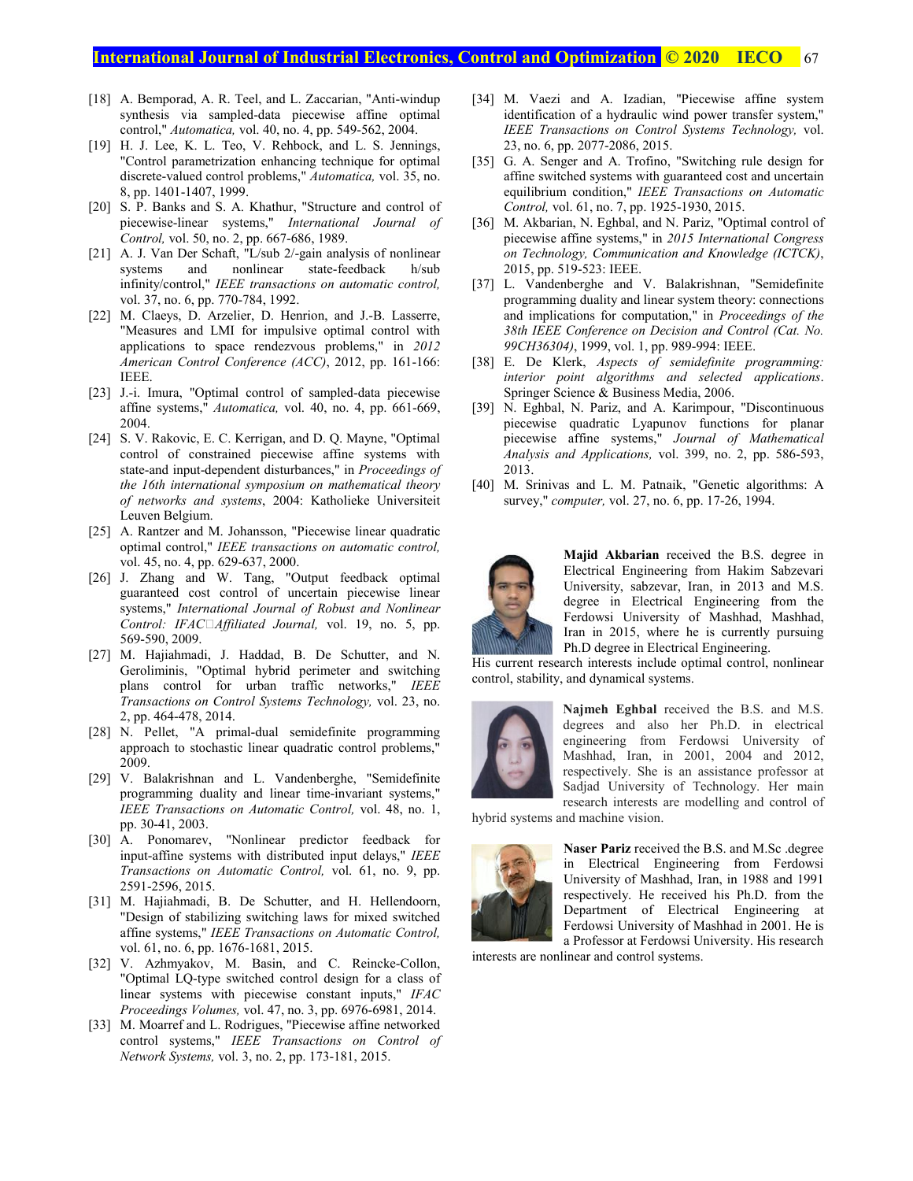[18] A. Bemporad, A. R. Teel, and L. Zaccarian, "Anti-windup synthesis via sampled-data piecewise affine optimal control," *Automatica,* vol. 40, no. 4, pp. 549-562, 2004.

[19] H. J. Lee, K. L. Teo, V. Rehbock, and L. S. Jennings, "Control parametrization enhancing technique for optimal discrete-valued control problems," *Automatica,* vol. 35, no. 8, pp. 1401-1407, 1999.

[20] S. P. Banks and S. A. Khathur, "Structure and control of piecewise-linear systems," *International Journal of Control,* vol. 50, no. 2, pp. 667-686, 1989.

[21] A. J. Van Der Schaft, "L/sub 2/-gain analysis of nonlinear systems and nonlinear state-feedback h/sub infinity/control," *IEEE transactions on automatic control,* vol. 37, no. 6, pp. 770-784, 1992.

[22] M. Claeys, D. Arzelier, D. Henrion, and J.-B. Lasserre, "Measures and LMI for impulsive optimal control with applications to space rendezvous problems," in *2012 American Control Conference (ACC)*, 2012, pp. 161-166: IEEE.

[23] J.-i. Imura, "Optimal control of sampled-data piecewise affine systems," *Automatica,* vol. 40, no. 4, pp. 661-669, 2004.

[24] S. V. Rakovic, E. C. Kerrigan, and D. Q. Mayne, "Optimal control of constrained piecewise affine systems with state-and input-dependent disturbances," in *Proceedings of the 16th international symposium on mathematical theory of networks and systems*, 2004: Katholieke Universiteit Leuven Belgium.

[25] A. Rantzer and M. Johansson, "Piecewise linear quadratic optimal control," *IEEE transactions on automatic control,* vol. 45, no. 4, pp. 629-637, 2000.

[26] J. Zhang and W. Tang, "Output feedback optimal guaranteed cost control of uncertain piecewise linear systems," *International Journal of Robust and Nonlinear Control: IFAC□Affiliated Journal,* vol. 19, no. 5, pp. 569-590, 2009.

[27] M. Hajiahmadi, J. Haddad, B. De Schutter, and N. Geroliminis, "Optimal hybrid perimeter and switching plans control for urban traffic networks," *IEEE Transactions on Control Systems Technology,* vol. 23, no. 2, pp. 464-478, 2014.

[28] N. Pellet, "A primal-dual semidefinite programming approach to stochastic linear quadratic control problems," 2009.

[29] V. Balakrishnan and L. Vandenberghe, "Semidefinite programming duality and linear time-invariant systems," *IEEE Transactions on Automatic Control,* vol. 48, no. 1, pp. 30-41, 2003.

[30] A. Ponomarev, "Nonlinear predictor feedback for input-affine systems with distributed input delays," *IEEE Transactions on Automatic Control,* vol. 61, no. 9, pp. 2591-2596, 2015.

[31] M. Hajiahmadi, B. De Schutter, and H. Hellendoorn, "Design of stabilizing switching laws for mixed switched affine systems," *IEEE Transactions on Automatic Control,* vol. 61, no. 6, pp. 1676-1681, 2015.

[32] V. Azhmyakov, M. Basin, and C. Reincke-Collon, "Optimal LQ-type switched control design for a class of linear systems with piecewise constant inputs," *IFAC Proceedings Volumes,* vol. 47, no. 3, pp. 6976-6981, 2014.

[33] M. Moarref and L. Rodrigues, "Piecewise affine networked control systems," *IEEE Transactions on Control of Network Systems,* vol. 3, no. 2, pp. 173-181, 2015.

[34] M. Vaezi and A. Izadian, "Piecewise affine system identification of a hydraulic wind power transfer system," *IEEE Transactions on Control Systems Technology,* vol. 23, no. 6, pp. 2077-2086, 2015.

[35] G. A. Senger and A. Trofino, "Switching rule design for affine switched systems with guaranteed cost and uncertain equilibrium condition," *IEEE Transactions on Automatic Control,* vol. 61, no. 7, pp. 1925-1930, 2015.

[36] M. Akbarian, N. Eghbal, and N. Pariz, "Optimal control of piecewise affine systems," in *2015 International Congress on Technology, Communication and Knowledge (ICTCK)*, 2015, pp. 519-523: IEEE.

[37] L. Vandenberghe and V. Balakrishnan, "Semidefinite programming duality and linear system theory: connections and implications for computation," in *Proceedings of the 38th IEEE Conference on Decision and Control (Cat. No. 99CH36304)*, 1999, vol. 1, pp. 989-994: IEEE.

[38] E. De Klerk, *Aspects of semidefinite programming: interior point algorithms and selected applications*. Springer Science & Business Media, 2006.

[39] N. Eghbal, N. Pariz, and A. Karimpour, "Discontinuous piecewise quadratic Lyapunov functions for planar piecewise affine systems," *Journal of Mathematical Analysis and Applications,* vol. 399, no. 2, pp. 586-593, 2013.

[40] M. Srinivas and L. M. Patnaik, "Genetic algorithms: A survey," *computer,* vol. 27, no. 6, pp. 17-26, 1994.

**Majid Akbarian** received the B.S. degree in Electrical Engineering from Hakim Sabzevari University, sabzevar, Iran, in 2013 and M.S. degree in Electrical Engineering from the Ferdowsi University of Mashhad, Mashhad, Iran in 2015, where he is currently pursuing Ph.D degree in Electrical Engineering. His current research interests include optimal control, nonlinear control, stability, and dynamical systems.

**Najmeh Eghbal** received the B.S. and M.S. degrees and also her Ph.D. in electrical engineering from Ferdowsi University of Mashhad, Iran, in 2001, 2004 and 2012, respectively. She is an assistance professor at Sadjad University of Technology. Her main research interests are modelling and control of hybrid systems and machine vision.

**Naser Pariz** received the B.S. and M.Sc .degree in Electrical Engineering from Ferdowsi University of Mashhad, Iran, in 1988 and 1991 respectively. He received his Ph.D. from the Department of Electrical Engineering at Ferdowsi University of Mashhad in 2001. He is a Professor at Ferdowsi University. His research interests are nonlinear and control systems.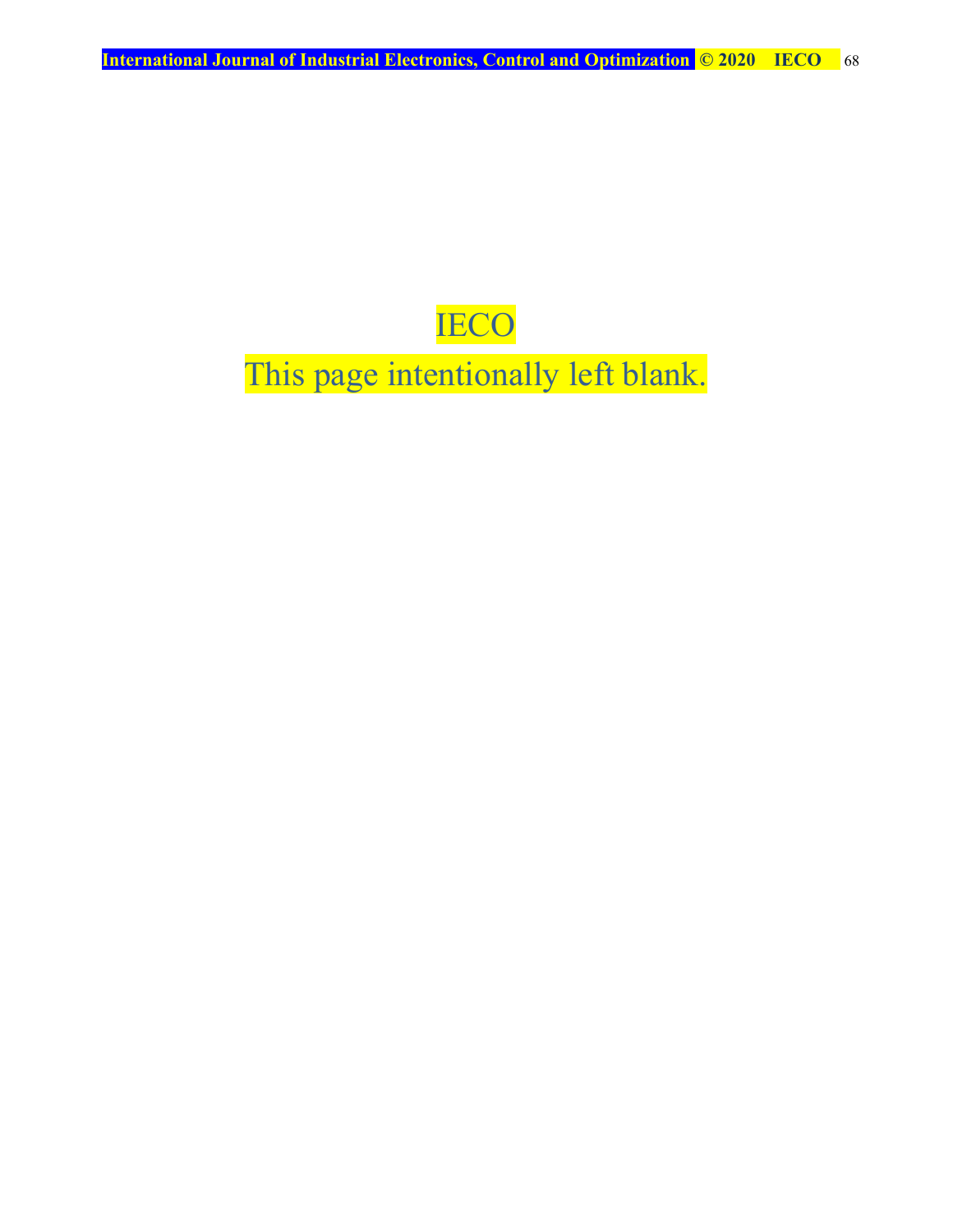IECO

This page intentionally left blank.